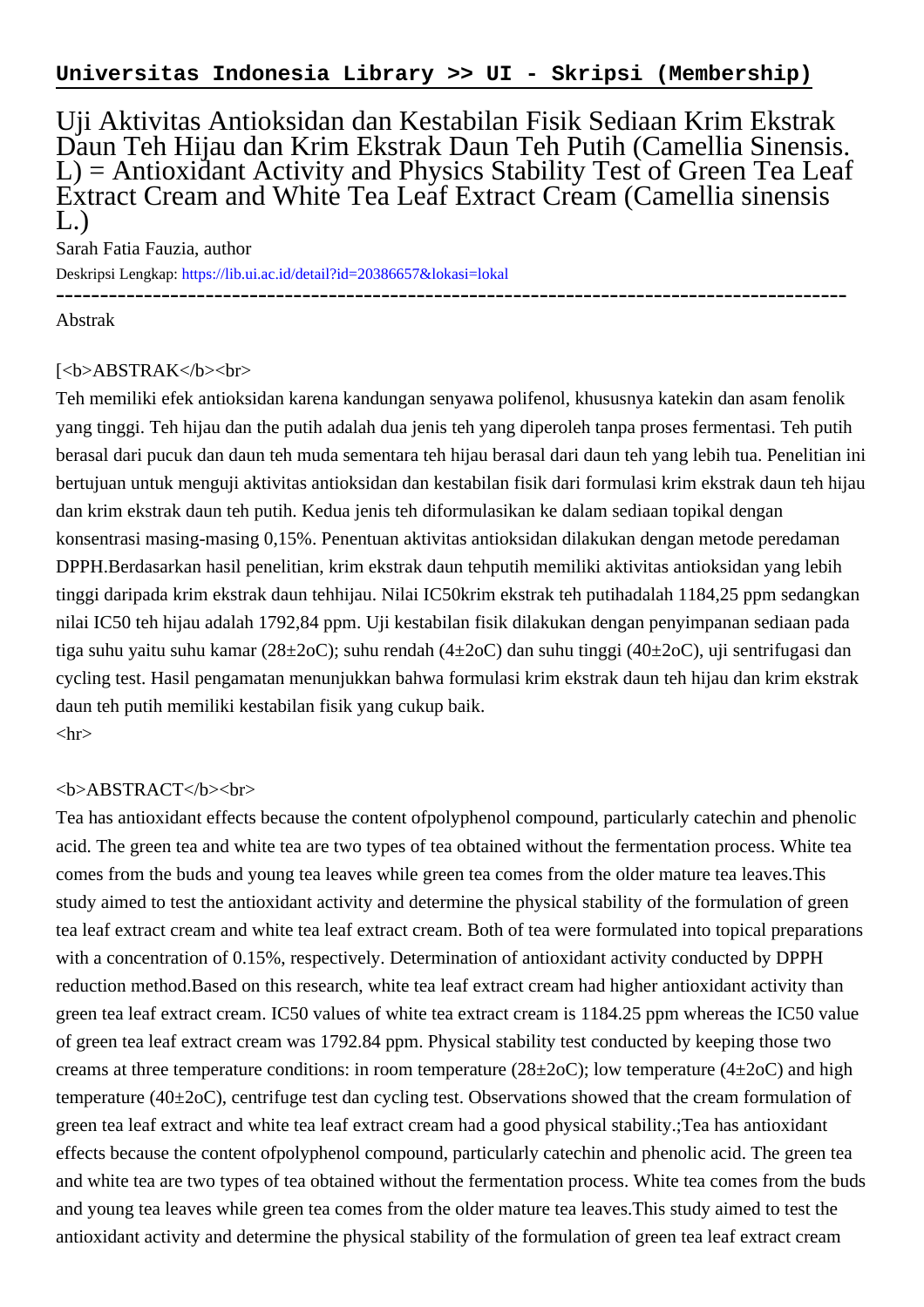**Universitas Indonesia Library >> UI - Skripsi (Membership)**

# Uji Aktivitas Antioksidan dan Kestabilan Fisik Sediaan Krim Ekstrak Daun Teh Hijau dan Krim Ekstrak Daun Teh Putih (Camellia Sinensis. L) = Antioxidant Activity and Physics Stability Test of Green Tea Leaf Extract Cream and White Tea Leaf Extract Cream (Camellia sinensis L.)

Sarah Fatia Fauzia, author

Deskripsi Lengkap: https://lib.ui.ac.id/detail?id=20386657&lokasi=lokal

------------------------------------------------------------------------------------------

Abstrak

[<b>ABSTRAK</b><br>

Teh memiliki efek antioksidan karena kandungan senyawa polifenol, khususnya katekin dan asam fenolik yang tinggi. Teh hijau dan the putih adalah dua jenis teh yang diperoleh tanpa proses fermentasi. Teh putih berasal dari pucuk dan daun teh muda sementara teh hijau berasal dari daun teh yang lebih tua. Penelitian ini bertujuan untuk menguji aktivitas antioksidan dan kestabilan fisik dari formulasi krim ekstrak daun teh hijau dan krim ekstrak daun teh putih. Kedua jenis teh diformulasikan ke dalam sediaan topikal dengan konsentrasi masing-masing 0,15%. Penentuan aktivitas antioksidan dilakukan dengan metode peredaman DPPH.Berdasarkan hasil penelitian, krim ekstrak daun tehputih memiliki aktivitas antioksidan yang lebih tinggi daripada krim ekstrak daun tehhijau. Nilai IC50krim ekstrak teh putihadalah 1184,25 ppm sedangkan nilai IC50 teh hijau adalah 1792,84 ppm. Uji kestabilan fisik dilakukan dengan penyimpanan sediaan pada tiga suhu yaitu suhu kamar (28±2oC); suhu rendah (4±2oC) dan suhu tinggi (40±2oC), uji sentrifugasi dan cycling test. Hasil pengamatan menunjukkan bahwa formulasi krim ekstrak daun teh hijau dan krim ekstrak daun teh putih memiliki kestabilan fisik yang cukup baik.

<hr>

<b>ABSTRACT</b><br>

Tea has antioxidant effects because the content ofpolyphenol compound, particularly catechin and phenolic acid. The green tea and white tea are two types of tea obtained without the fermentation process. White tea comes from the buds and young tea leaves while green tea comes from the older mature tea leaves.This study aimed to test the antioxidant activity and determine the physical stability of the formulation of green tea leaf extract cream and white tea leaf extract cream. Both of tea were formulated into topical preparations with a concentration of 0.15%, respectively. Determination of antioxidant activity conducted by DPPH reduction method.Based on this research, white tea leaf extract cream had higher antioxidant activity than green tea leaf extract cream. IC50 values of white tea extract cream is 1184.25 ppm whereas the IC50 value of green tea leaf extract cream was 1792.84 ppm. Physical stability test conducted by keeping those two creams at three temperature conditions: in room temperature (28±2oC); low temperature (4±2oC) and high temperature (40±2oC), centrifuge test dan cycling test. Observations showed that the cream formulation of green tea leaf extract and white tea leaf extract cream had a good physical stability.;Tea has antioxidant effects because the content ofpolyphenol compound, particularly catechin and phenolic acid. The green tea and white tea are two types of tea obtained without the fermentation process. White tea comes from the buds and young tea leaves while green tea comes from the older mature tea leaves.This study aimed to test the antioxidant activity and determine the physical stability of the formulation of green tea leaf extract cream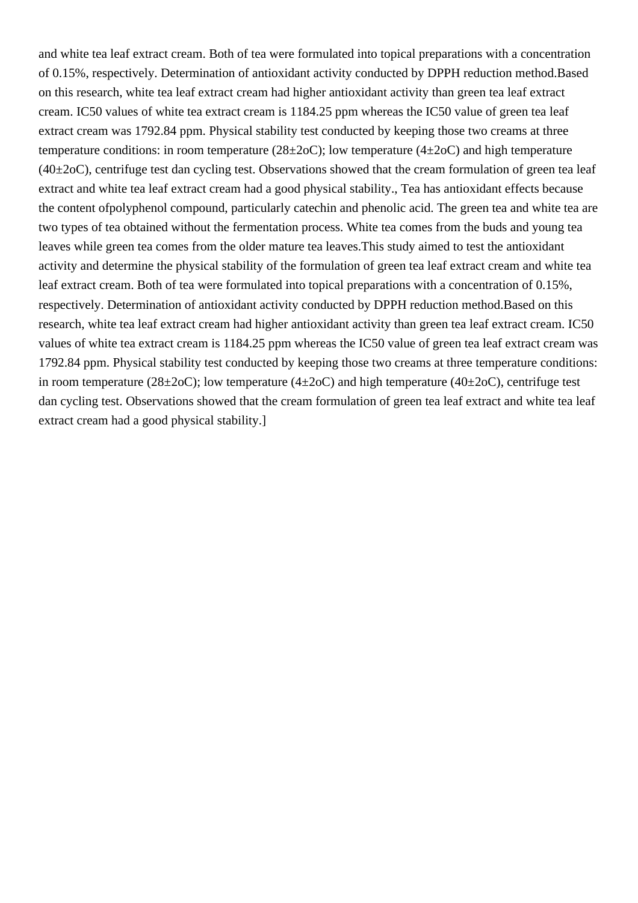and white tea leaf extract cream. Both of tea were formulated into topical preparations with a concentration of 0.15%, respectively. Determination of antioxidant activity conducted by DPPH reduction method.Based on this research, white tea leaf extract cream had higher antioxidant activity than green tea leaf extract cream. IC50 values of white tea extract cream is 1184.25 ppm whereas the IC50 value of green tea leaf extract cream was 1792.84 ppm. Physical stability test conducted by keeping those two creams at three temperature conditions: in room temperature (28±2oC); low temperature (4±2oC) and high temperature (40±2oC), centrifuge test dan cycling test. Observations showed that the cream formulation of green tea leaf extract and white tea leaf extract cream had a good physical stability., Tea has antioxidant effects because the content ofpolyphenol compound, particularly catechin and phenolic acid. The green tea and white tea are two types of tea obtained without the fermentation process. White tea comes from the buds and young tea leaves while green tea comes from the older mature tea leaves.This study aimed to test the antioxidant activity and determine the physical stability of the formulation of green tea leaf extract cream and white tea leaf extract cream. Both of tea were formulated into topical preparations with a concentration of 0.15%, respectively. Determination of antioxidant activity conducted by DPPH reduction method.Based on this research, white tea leaf extract cream had higher antioxidant activity than green tea leaf extract cream. IC50 values of white tea extract cream is 1184.25 ppm whereas the IC50 value of green tea leaf extract cream was 1792.84 ppm. Physical stability test conducted by keeping those two creams at three temperature conditions: in room temperature (28±2oC); low temperature (4±2oC) and high temperature (40±2oC), centrifuge test dan cycling test. Observations showed that the cream formulation of green tea leaf extract and white tea leaf extract cream had a good physical stability.]